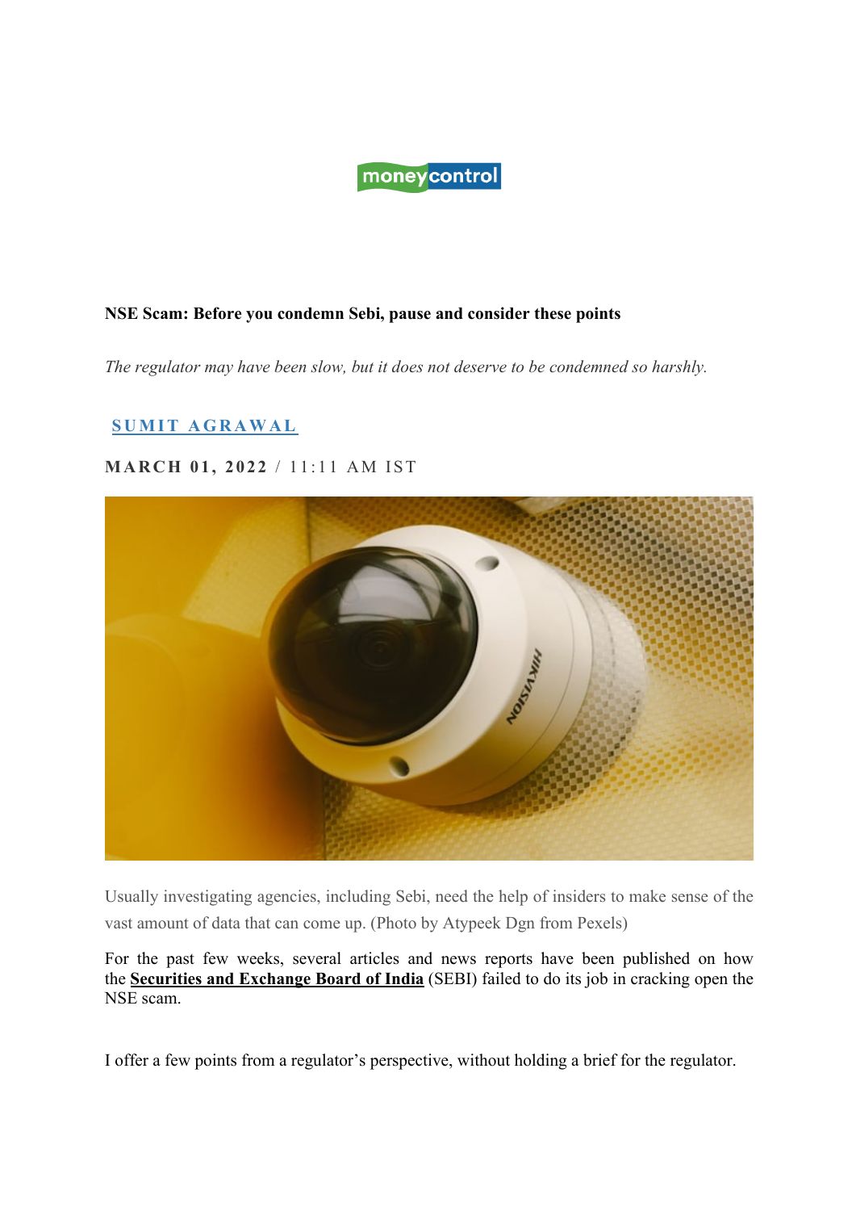# NSE Scam: Before you condemn Sebi, pause and consider these points

*The regulator may have been slow, but it does not deserve to be condemned so harshly.*

**SUMIT AGRAWAL**

**MARCH 01, 2022** / 11:11 AM IST

Usually investigating agencies, including Sebi, need the help of insiders to make sense of the vast amount of data that can come up. (Photo by Atypeek Dgn from Pexels)

For the past few weeks, several articles and news reports have been published on how the **Securities and Exchange Board of India** (SEBI) failed to do its job in cracking open the NSE scam.

I offer a few points from a regulator's perspective, without holding a brief for the regulator.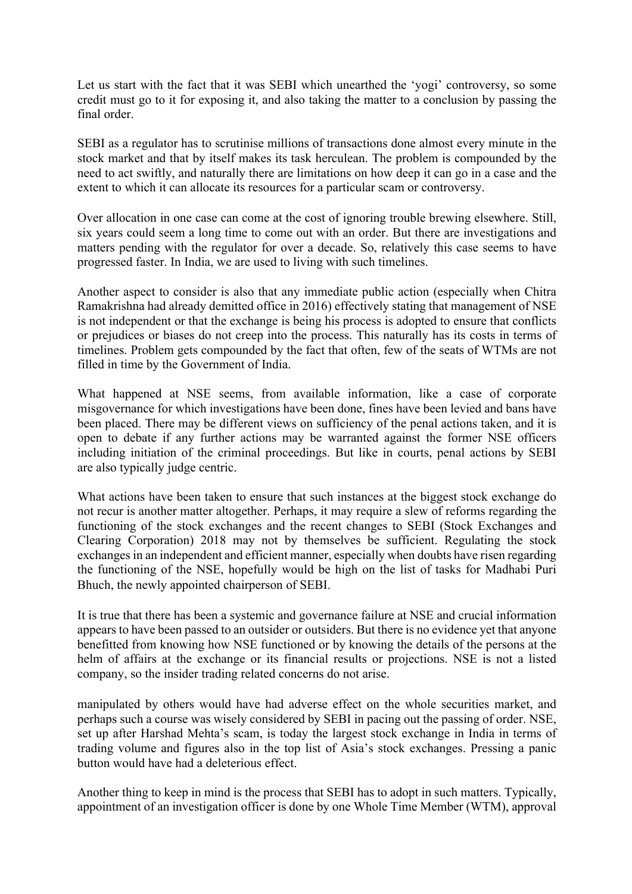Let us start with the fact that it was SEBI which unearthed the 'yogi' controversy, so some credit must go to it for exposing it, and also taking the matter to a conclusion by passing the final order.

SEBI as a regulator has to scrutinise millions of transactions done almost every minute in the stock market and that by itself makes its task herculean. The problem is compounded by the need to act swiftly, and naturally there are limitations on how deep it can go in a case and the extent to which it can allocate its resources for a particular scam or controversy.

Over allocation in one case can come at the cost of ignoring trouble brewing elsewhere. Still, six years could seem a long time to come out with an order. But there are investigations and matters pending with the regulator for over a decade. So, relatively this case seems to have progressed faster. In India, we are used to living with such timelines.

Another aspect to consider is also that any immediate public action (especially when Chitra Ramakrishna had already demitted office in 2016) effectively stating that management of NSE is not independent or that the exchange is being his process is adopted to ensure that conflicts or prejudices or biases do not creep into the process. This naturally has its costs in terms of timelines. Problem gets compounded by the fact that often, few of the seats of WTMs are not filled in time by the Government of India.

What happened at NSE seems, from available information, like a case of corporate misgovernance for which investigations have been done, fines have been levied and bans have been placed. There may be different views on sufficiency of the penal actions taken, and it is open to debate if any further actions may be warranted against the former NSE officers including initiation of the criminal proceedings. But like in courts, penal actions by SEBI are also typically judge centric.

What actions have been taken to ensure that such instances at the biggest stock exchange do not recur is another matter altogether. Perhaps, it may require a slew of reforms regarding the functioning of the stock exchanges and the recent changes to SEBI (Stock Exchanges and Clearing Corporation) 2018 may not by themselves be sufficient. Regulating the stock exchanges in an independent and efficient manner, especially when doubts have risen regarding the functioning of the NSE, hopefully would be high on the list of tasks for Madhabi Puri Bhuch, the newly appointed chairperson of SEBI.

It is true that there has been a systemic and governance failure at NSE and crucial information appears to have been passed to an outsider or outsiders. But there is no evidence yet that anyone benefitted from knowing how NSE functioned or by knowing the details of the persons at the helm of affairs at the exchange or its financial results or projections. NSE is not a listed company, so the insider trading related concerns do not arise.

manipulated by others would have had adverse effect on the whole securities market, and perhaps such a course was wisely considered by SEBI in pacing out the passing of order. NSE, set up after Harshad Mehta's scam, is today the largest stock exchange in India in terms of trading volume and figures also in the top list of Asia's stock exchanges. Pressing a panic button would have had a deleterious effect.

Another thing to keep in mind is the process that SEBI has to adopt in such matters. Typically, appointment of an investigation officer is done by one Whole Time Member (WTM), approval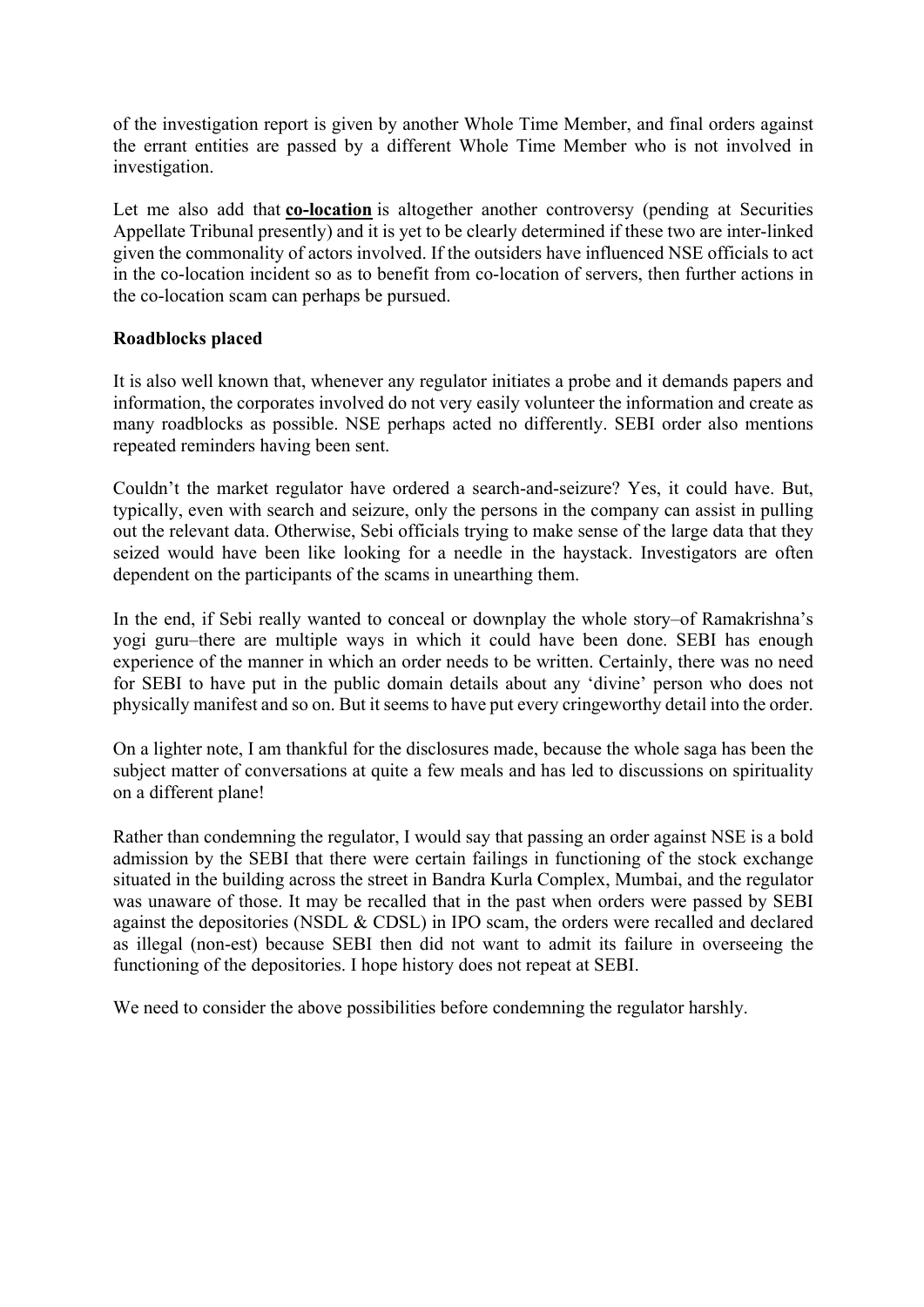of the investigation report is given by another Whole Time Member, and final orders against the errant entities are passed by a different Whole Time Member who is not involved in investigation.

Let me also add that **co-location** is altogether another controversy (pending at Securities Appellate Tribunal presently) and it is yet to be clearly determined if these two are inter-linked given the commonality of actors involved. If the outsiders have influenced NSE officials to act in the co-location incident so as to benefit from co-location of servers, then further actions in the co-location scam can perhaps be pursued.

**Roadblocks placed**

It is also well known that, whenever any regulator initiates a probe and it demands papers and information, the corporates involved do not very easily volunteer the information and create as many roadblocks as possible. NSE perhaps acted no differently. SEBI order also mentions repeated reminders having been sent.

Couldn't the market regulator have ordered a search-and-seizure? Yes, it could have. But, typically, even with search and seizure, only the persons in the company can assist in pulling out the relevant data. Otherwise, Sebi officials trying to make sense of the large data that they seized would have been like looking for a needle in the haystack. Investigators are often dependent on the participants of the scams in unearthing them.

In the end, if Sebi really wanted to conceal or downplay the whole story–of Ramakrishna's yogi guru–there are multiple ways in which it could have been done. SEBI has enough experience of the manner in which an order needs to be written. Certainly, there was no need for SEBI to have put in the public domain details about any 'divine' person who does not physically manifest and so on. But it seems to have put every cringeworthy detail into the order.

On a lighter note, I am thankful for the disclosures made, because the whole saga has been the subject matter of conversations at quite a few meals and has led to discussions on spirituality on a different plane!

Rather than condemning the regulator, I would say that passing an order against NSE is a bold admission by the SEBI that there were certain failings in functioning of the stock exchange situated in the building across the street in Bandra Kurla Complex, Mumbai, and the regulator was unaware of those. It may be recalled that in the past when orders were passed by SEBI against the depositories (NSDL & CDSL) in IPO scam, the orders were recalled and declared as illegal (non-est) because SEBI then did not want to admit its failure in overseeing the functioning of the depositories. I hope history does not repeat at SEBI.

We need to consider the above possibilities before condemning the regulator harshly.